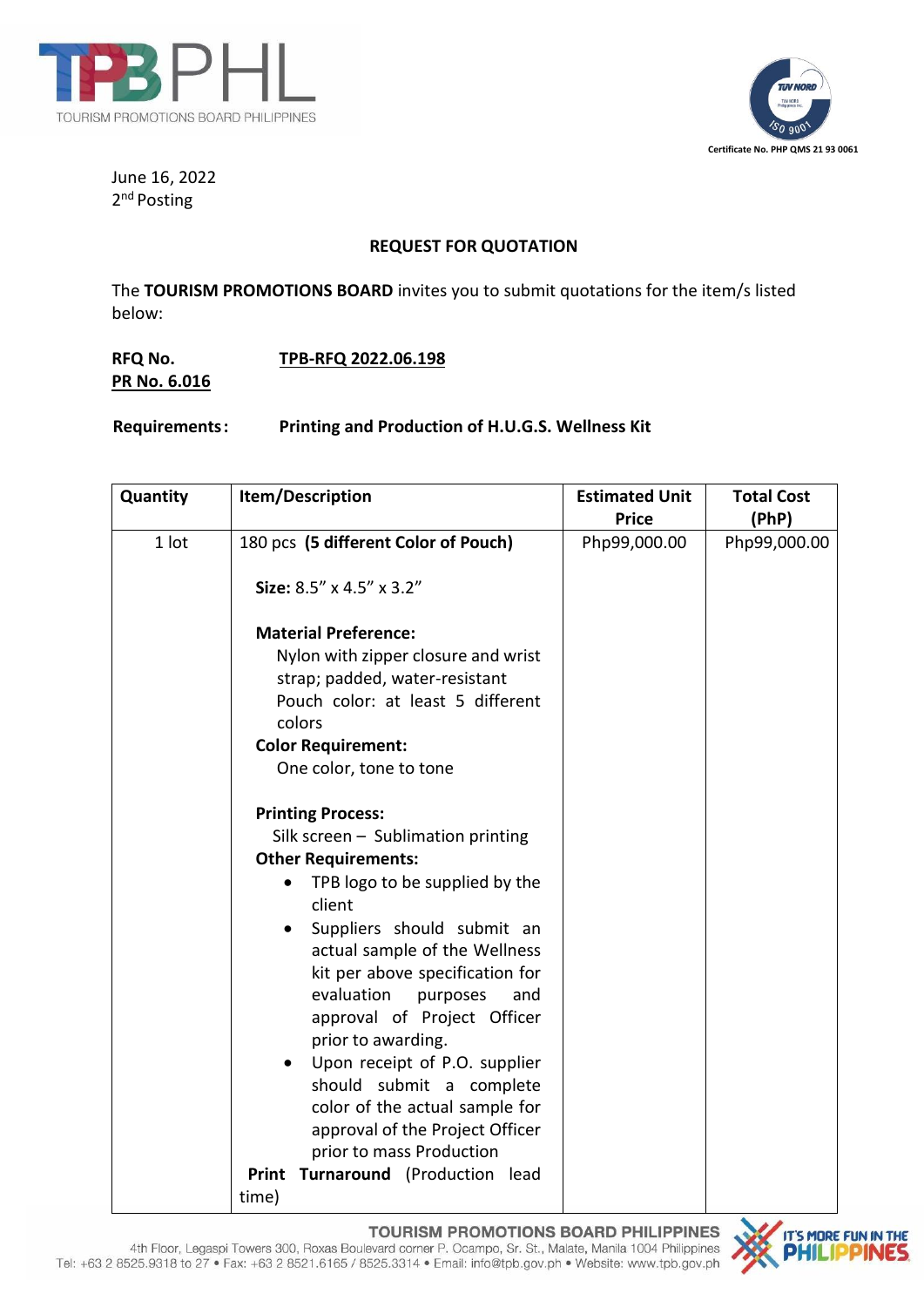June 16, 2022
2nd Posting

## REQUEST FOR QUOTATION

The **TOURISM PROMOTIONS BOARD** invites you to submit quotations for the item/s listed below:

**RFQ No.** **TPB-RFQ 2022.06.198**
**PR No. 6.016**

**Requirements:** **Printing and Production of H.U.G.S. Wellness Kit**

| Quantity | Item/Description | Estimated Unit Price | Total Cost (PhP) |
|---|---|---|---|
| 1 lot | 180 pcs **(5 different Color of Pouch)**<br><br>**Size:** 8.5" x 4.5" x 3.2"<br><br>**Material Preference:**<br>Nylon with zipper closure and wrist strap; padded, water-resistant<br>Pouch color: at least 5 different colors<br>**Color Requirement:**<br>One color, tone to tone<br><br>**Printing Process:**<br>Silk screen – Sublimation printing<br>**Other Requirements:**<br>• TPB logo to be supplied by the client<br>• Suppliers should submit an actual sample of the Wellness kit per above specification for evaluation purposes and approval of Project Officer prior to awarding.<br>• Upon receipt of P.O. supplier should submit a complete color of the actual sample for approval of the Project Officer prior to mass Production<br>**Print Turnaround** (Production lead time) | Php99,000.00 | Php99,000.00 |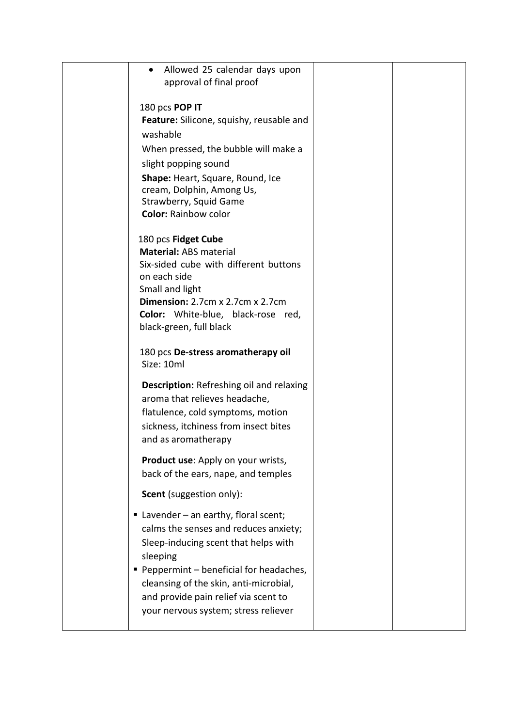| | | | |
|---|---|---|---|
| | • Allowed 25 calendar days upon approval of final proof<br><br>180 pcs **POP IT**<br>**Feature:** Silicone, squishy, reusable and washable<br>When pressed, the bubble will make a slight popping sound<br>**Shape:** Heart, Square, Round, Ice cream, Dolphin, Among Us, Strawberry, Squid Game<br>**Color:** Rainbow color<br><br>180 pcs **Fidget Cube**<br>**Material:** ABS material<br>Six-sided cube with different buttons on each side<br>Small and light<br>**Dimension:** 2.7cm x 2.7cm x 2.7cm<br>**Color:** White-blue, black-rose red, black-green, full black<br><br>180 pcs **De-stress aromatherapy oil**<br>Size: 10ml<br><br>**Description:** Refreshing oil and relaxing aroma that relieves headache, flatulence, cold symptoms, motion sickness, itchiness from insect bites and as aromatherapy<br><br>**Product use**: Apply on your wrists, back of the ears, nape, and temples<br><br>**Scent** (suggestion only):<br><br>▪ Lavender – an earthy, floral scent; calms the senses and reduces anxiety; Sleep-inducing scent that helps with sleeping<br>▪ Peppermint – beneficial for headaches, cleansing of the skin, anti-microbial, and provide pain relief via scent to your nervous system; stress reliever | | |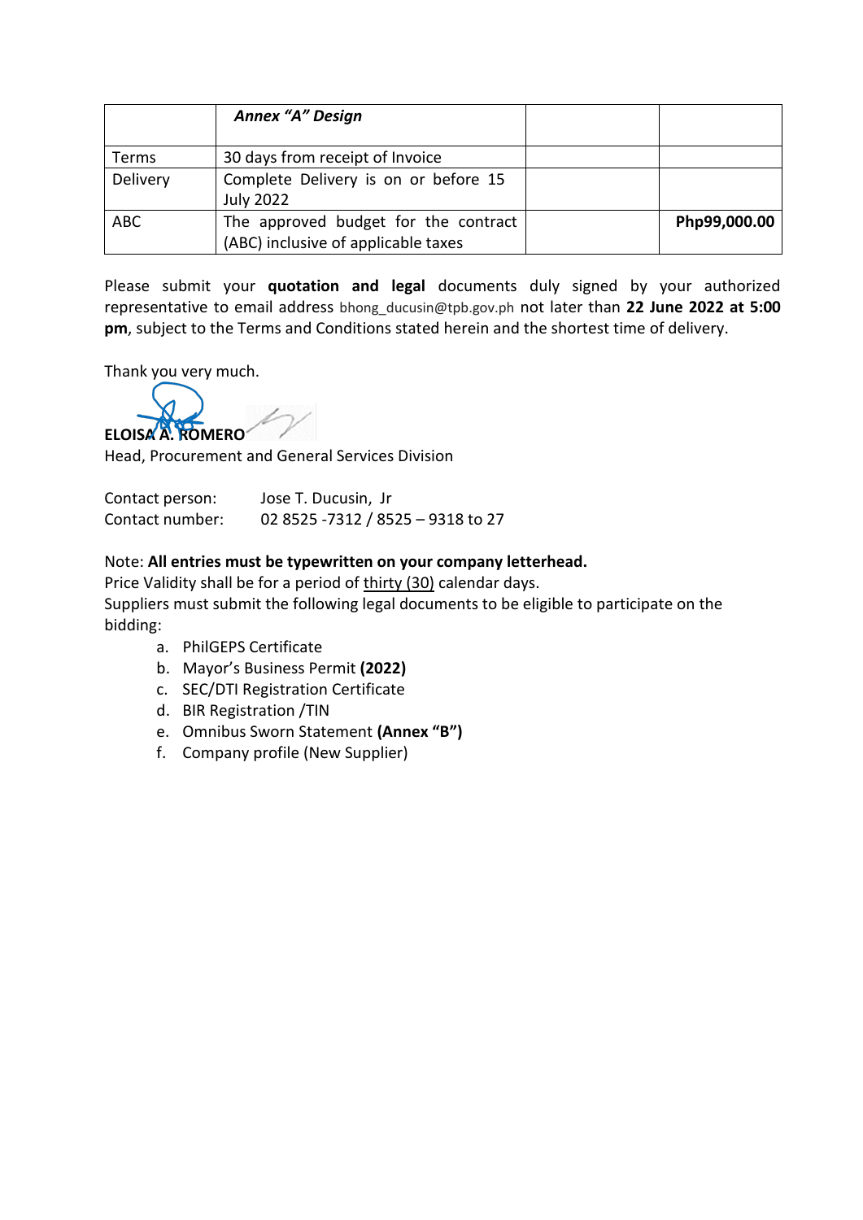|  | ***Annex "A" Design*** |  |  |
|---|---|---|---|
| Terms | 30 days from receipt of Invoice |  |  |
| Delivery | Complete Delivery is on or before 15 July 2022 |  |  |
| ABC | The approved budget for the contract (ABC) inclusive of applicable taxes |  | **Php99,000.00** |

Please submit your **quotation and legal** documents duly signed by your authorized representative to email address bhong_ducusin@tpb.gov.ph not later than **22 June 2022 at 5:00 pm**, subject to the Terms and Conditions stated herein and the shortest time of delivery.

Thank you very much.

**ELOISA A. ROMERO**
Head, Procurement and General Services Division

Contact person: Jose T. Ducusin, Jr
Contact number: 02 8525 -7312 / 8525 – 9318 to 27

Note: **All entries must be typewritten on your company letterhead.**
Price Validity shall be for a period of thirty (30) calendar days.
Suppliers must submit the following legal documents to be eligible to participate on the bidding:

a. PhilGEPS Certificate
b. Mayor's Business Permit **(2022)**
c. SEC/DTI Registration Certificate
d. BIR Registration /TIN
e. Omnibus Sworn Statement **(Annex "B")**
f. Company profile (New Supplier)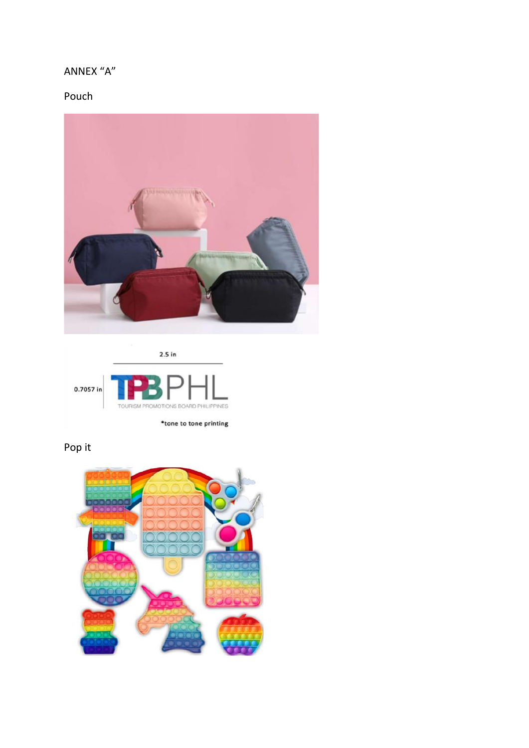ANNEX "A"

Pouch

2.5 in

0.7057 in

TPB PHL

TOURISM PROMOTIONS BOARD PHILIPPINES

*tone to tone printing

Pop it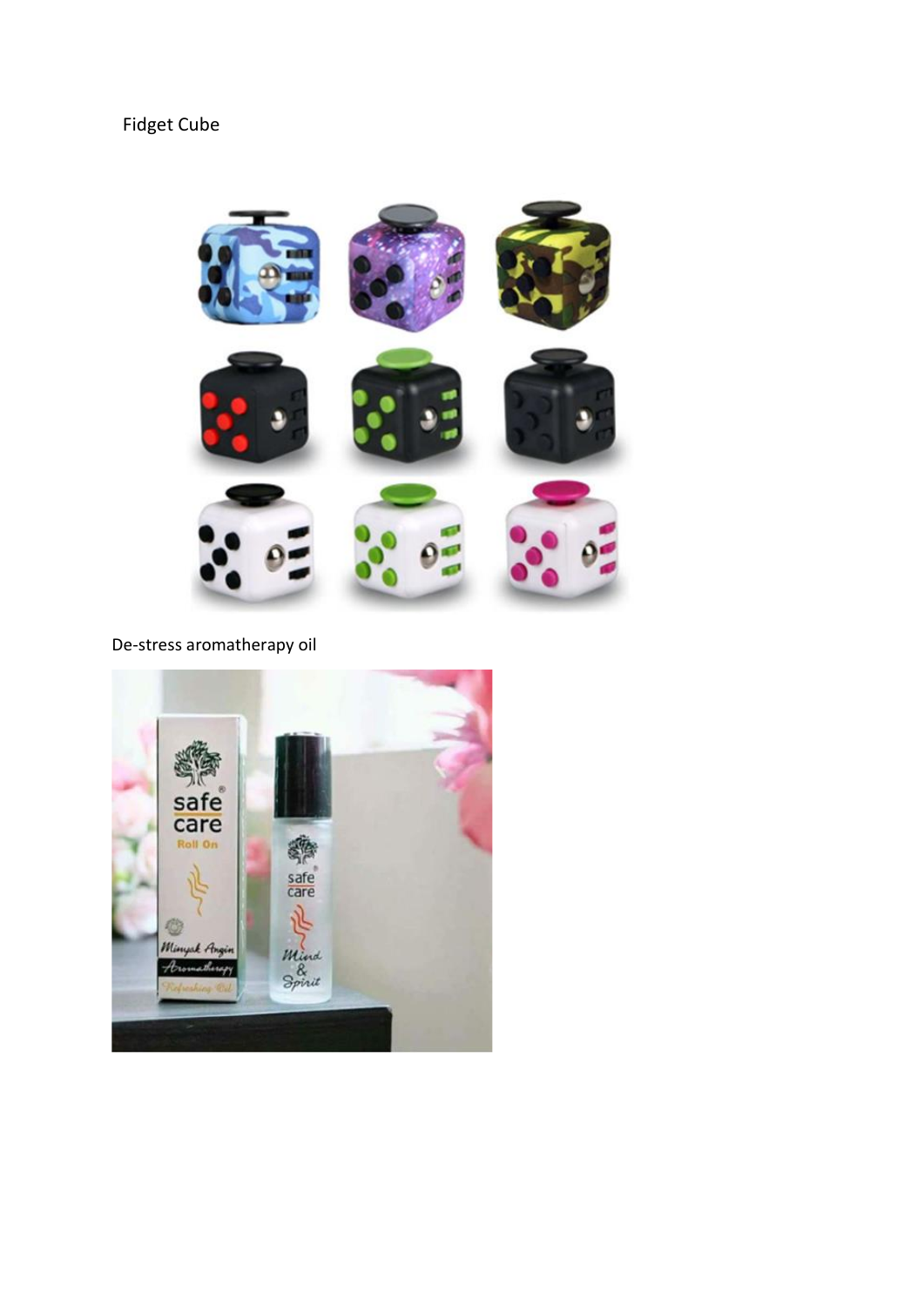Fidget Cube

De-stress aromatherapy oil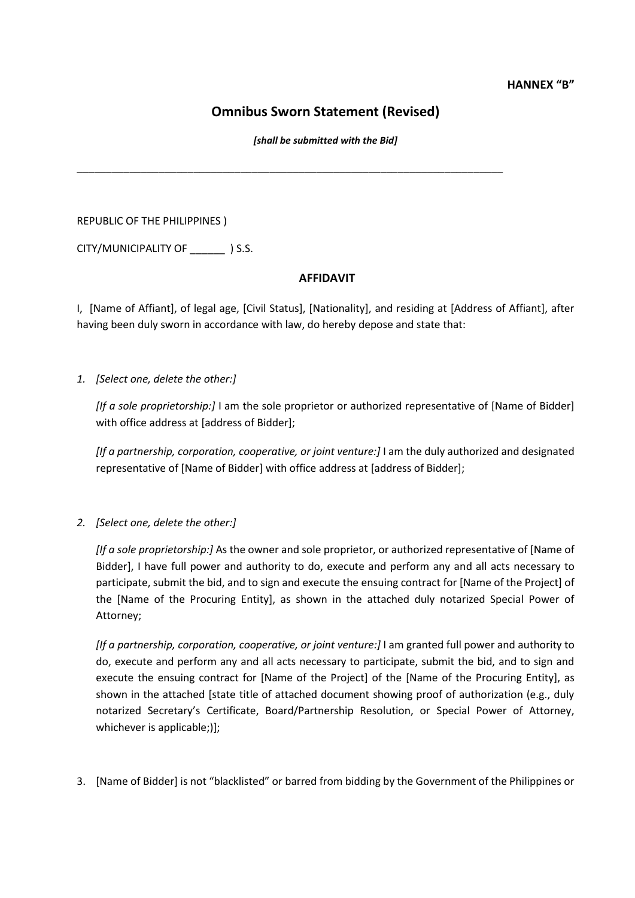**HANNEX "B"**

## Omnibus Sworn Statement (Revised)

***[shall be submitted with the Bid]***

---

REPUBLIC OF THE PHILIPPINES )

CITY/MUNICIPALITY OF ______ ) S.S.

### AFFIDAVIT

I, [Name of Affiant], of legal age, [Civil Status], [Nationality], and residing at [Address of Affiant], after having been duly sworn in accordance with law, do hereby depose and state that:

1. *[Select one, delete the other:]*

   *[If a sole proprietorship:]* I am the sole proprietor or authorized representative of [Name of Bidder] with office address at [address of Bidder];

   *[If a partnership, corporation, cooperative, or joint venture:]* I am the duly authorized and designated representative of [Name of Bidder] with office address at [address of Bidder];

2. *[Select one, delete the other:]*

   *[If a sole proprietorship:]* As the owner and sole proprietor, or authorized representative of [Name of Bidder], I have full power and authority to do, execute and perform any and all acts necessary to participate, submit the bid, and to sign and execute the ensuing contract for [Name of the Project] of the [Name of the Procuring Entity], as shown in the attached duly notarized Special Power of Attorney;

   *[If a partnership, corporation, cooperative, or joint venture:]* I am granted full power and authority to do, execute and perform any and all acts necessary to participate, submit the bid, and to sign and execute the ensuing contract for [Name of the Project] of the [Name of the Procuring Entity], as shown in the attached [state title of attached document showing proof of authorization (e.g., duly notarized Secretary's Certificate, Board/Partnership Resolution, or Special Power of Attorney, whichever is applicable;)];

3. [Name of Bidder] is not "blacklisted" or barred from bidding by the Government of the Philippines or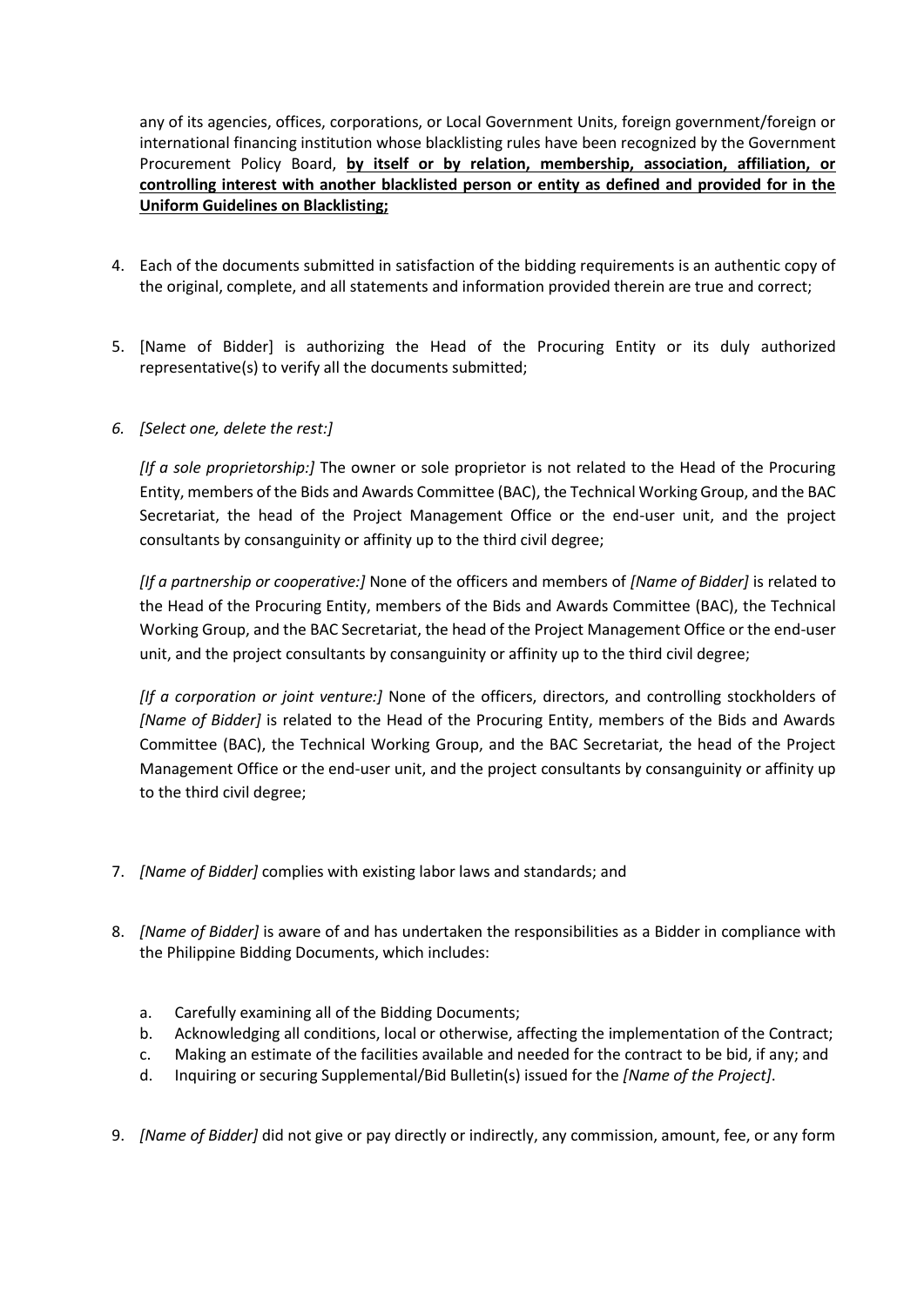any of its agencies, offices, corporations, or Local Government Units, foreign government/foreign or international financing institution whose blacklisting rules have been recognized by the Government Procurement Policy Board, **by itself or by relation, membership, association, affiliation, or controlling interest with another blacklisted person or entity as defined and provided for in the Uniform Guidelines on Blacklisting;**

4. Each of the documents submitted in satisfaction of the bidding requirements is an authentic copy of the original, complete, and all statements and information provided therein are true and correct;

5. [Name of Bidder] is authorizing the Head of the Procuring Entity or its duly authorized representative(s) to verify all the documents submitted;

6. *[Select one, delete the rest:]*

   *[If a sole proprietorship:]* The owner or sole proprietor is not related to the Head of the Procuring Entity, members of the Bids and Awards Committee (BAC), the Technical Working Group, and the BAC Secretariat, the head of the Project Management Office or the end-user unit, and the project consultants by consanguinity or affinity up to the third civil degree;

   *[If a partnership or cooperative:]* None of the officers and members of *[Name of Bidder]* is related to the Head of the Procuring Entity, members of the Bids and Awards Committee (BAC), the Technical Working Group, and the BAC Secretariat, the head of the Project Management Office or the end-user unit, and the project consultants by consanguinity or affinity up to the third civil degree;

   *[If a corporation or joint venture:]* None of the officers, directors, and controlling stockholders of *[Name of Bidder]* is related to the Head of the Procuring Entity, members of the Bids and Awards Committee (BAC), the Technical Working Group, and the BAC Secretariat, the head of the Project Management Office or the end-user unit, and the project consultants by consanguinity or affinity up to the third civil degree;

7. *[Name of Bidder]* complies with existing labor laws and standards; and

8. *[Name of Bidder]* is aware of and has undertaken the responsibilities as a Bidder in compliance with the Philippine Bidding Documents, which includes:

   a. Carefully examining all of the Bidding Documents;
   b. Acknowledging all conditions, local or otherwise, affecting the implementation of the Contract;
   c. Making an estimate of the facilities available and needed for the contract to be bid, if any; and
   d. Inquiring or securing Supplemental/Bid Bulletin(s) issued for the *[Name of the Project]*.

9. *[Name of Bidder]* did not give or pay directly or indirectly, any commission, amount, fee, or any form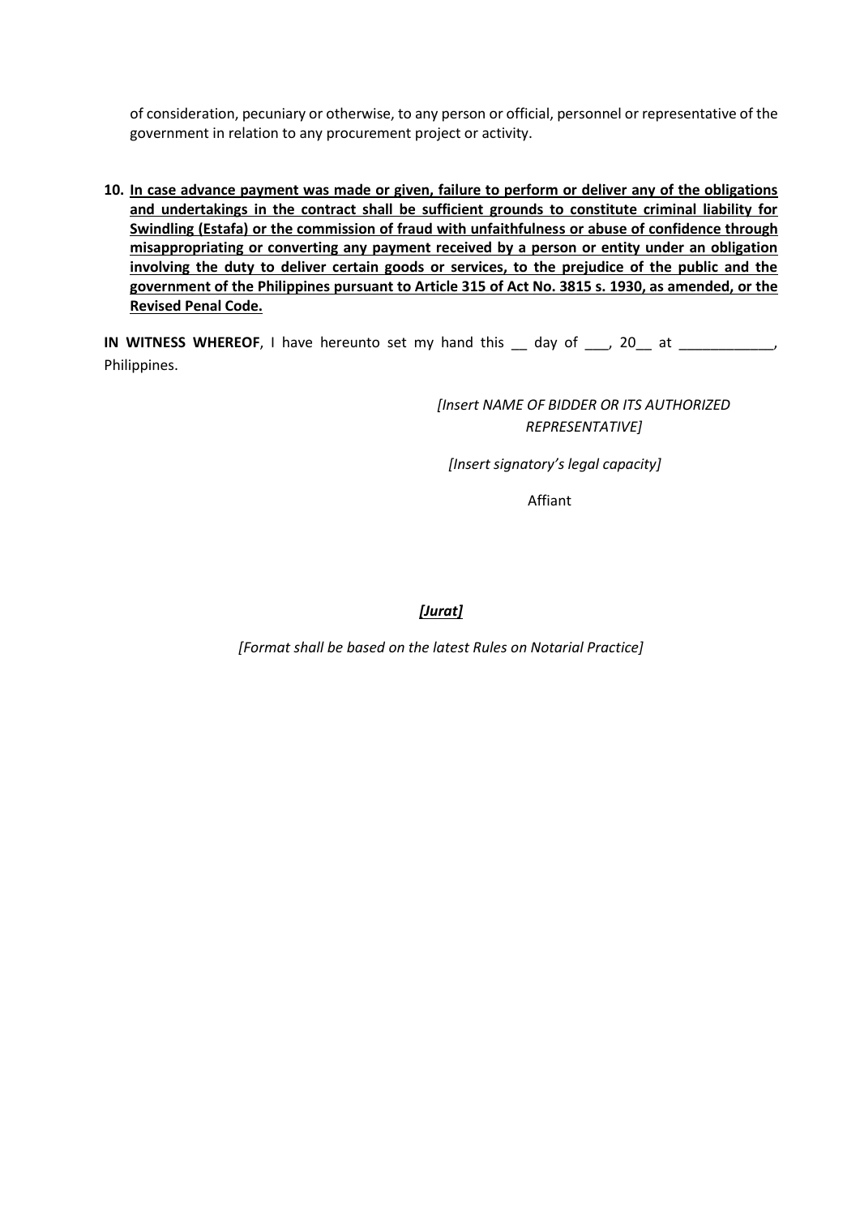of consideration, pecuniary or otherwise, to any person or official, personnel or representative of the government in relation to any procurement project or activity.

10. **<u>In case advance payment was made or given, failure to perform or deliver any of the obligations and undertakings in the contract shall be sufficient grounds to constitute criminal liability for Swindling (Estafa) or the commission of fraud with unfaithfulness or abuse of confidence through misappropriating or converting any payment received by a person or entity under an obligation involving the duty to deliver certain goods or services, to the prejudice of the public and the government of the Philippines pursuant to Article 315 of Act No. 3815 s. 1930, as amended, or the Revised Penal Code.</u>**

**IN WITNESS WHEREOF**, I have hereunto set my hand this __ day of ___, 20__ at ____________, Philippines.

*[Insert NAME OF BIDDER OR ITS AUTHORIZED REPRESENTATIVE]*

*[Insert signatory's legal capacity]*

Affiant

***<u>[Jurat]</u>***

*[Format shall be based on the latest Rules on Notarial Practice]*